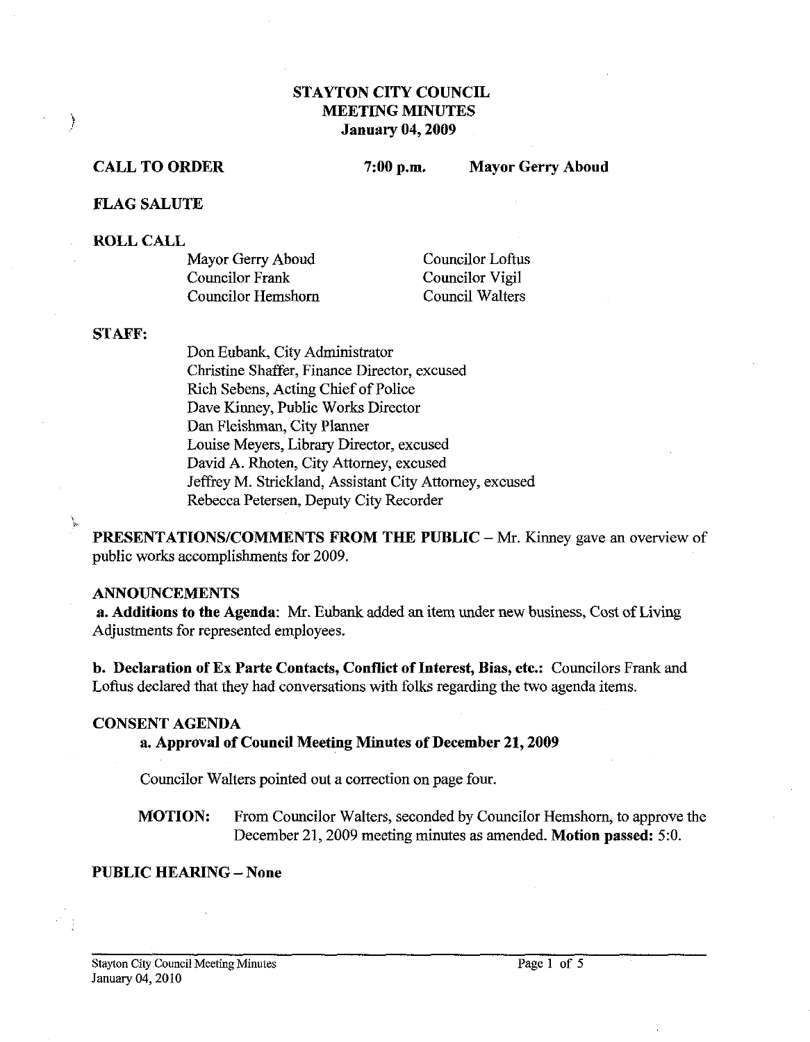# STAYTON CITY COUNCIL
## MEETING MINUTES
### January 04, 2009

**CALL TO ORDER** **7:00 p.m.** **Mayor Gerry Aboud**

**FLAG SALUTE**

**ROLL CALL**

| | |
|---|---|
| Mayor Gerry Aboud | Councilor Loftus |
| Councilor Frank | Councilor Vigil |
| Councilor Hemshorn | Council Walters |

**STAFF:**

Don Eubank, City Administrator
Christine Shaffer, Finance Director, excused
Rich Sebens, Acting Chief of Police
Dave Kinney, Public Works Director
Dan Fleishman, City Planner
Louise Meyers, Library Director, excused
David A. Rhoten, City Attorney, excused
Jeffrey M. Strickland, Assistant City Attorney, excused
Rebecca Petersen, Deputy City Recorder

**PRESENTATIONS/COMMENTS FROM THE PUBLIC** – Mr. Kinney gave an overview of public works accomplishments for 2009.

**ANNOUNCEMENTS**

**a. Additions to the Agenda**: Mr. Eubank added an item under new business, Cost of Living Adjustments for represented employees.

**b. Declaration of Ex Parte Contacts, Conflict of Interest, Bias, etc.:** Councilors Frank and Loftus declared that they had conversations with folks regarding the two agenda items.

**CONSENT AGENDA**

**a. Approval of Council Meeting Minutes of December 21, 2009**

Councilor Walters pointed out a correction on page four.

**MOTION:** From Councilor Walters, seconded by Councilor Hemshorn, to approve the December 21, 2009 meeting minutes as amended. **Motion passed:** 5:0.

**PUBLIC HEARING – None**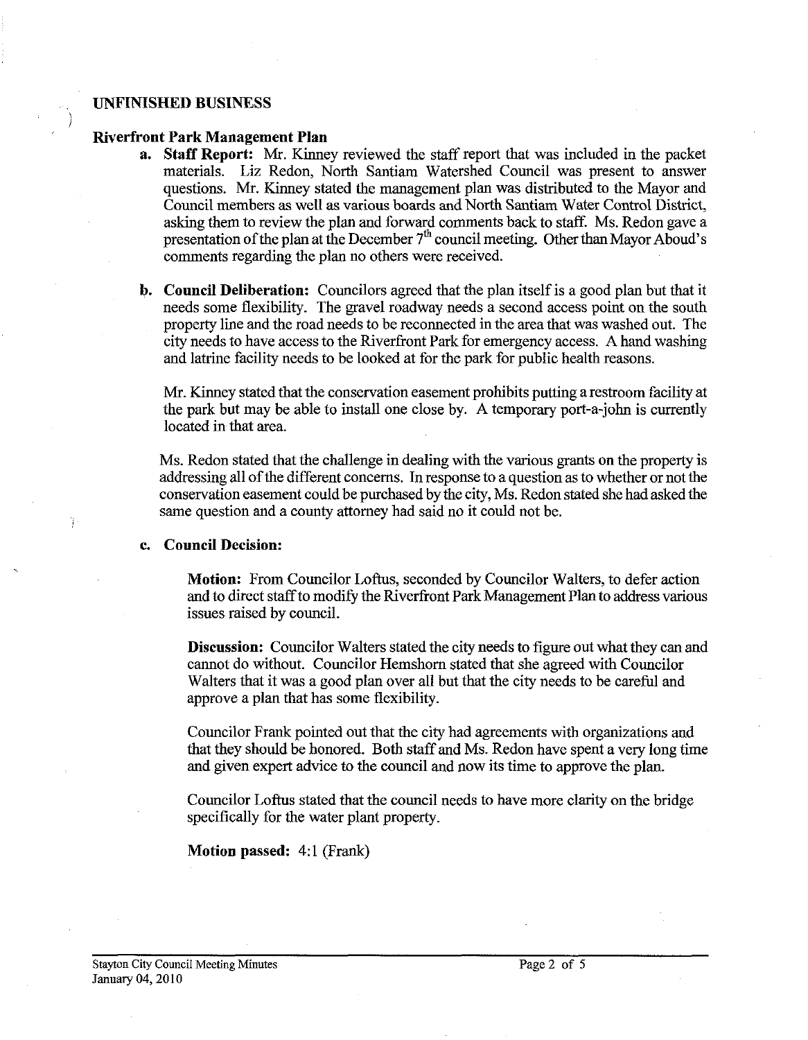## UNFINISHED BUSINESS

### Riverfront Park Management Plan

a. **Staff Report:** Mr. Kinney reviewed the staff report that was included in the packet materials. Liz Redon, North Santiam Watershed Council was present to answer questions. Mr. Kinney stated the management plan was distributed to the Mayor and Council members as well as various boards and North Santiam Water Control District, asking them to review the plan and forward comments back to staff. Ms. Redon gave a presentation of the plan at the December 7th council meeting. Other than Mayor Aboud's comments regarding the plan no others were received.

b. **Council Deliberation:** Councilors agreed that the plan itself is a good plan but that it needs some flexibility. The gravel roadway needs a second access point on the south property line and the road needs to be reconnected in the area that was washed out. The city needs to have access to the Riverfront Park for emergency access. A hand washing and latrine facility needs to be looked at for the park for public health reasons.

   Mr. Kinney stated that the conservation easement prohibits putting a restroom facility at the park but may be able to install one close by. A temporary port-a-john is currently located in that area.

   Ms. Redon stated that the challenge in dealing with the various grants on the property is addressing all of the different concerns. In response to a question as to whether or not the conservation easement could be purchased by the city, Ms. Redon stated she had asked the same question and a county attorney had said no it could not be.

c. **Council Decision:**

   **Motion:** From Councilor Loftus, seconded by Councilor Walters, to defer action and to direct staff to modify the Riverfront Park Management Plan to address various issues raised by council.

   **Discussion:** Councilor Walters stated the city needs to figure out what they can and cannot do without. Councilor Hemshorn stated that she agreed with Councilor Walters that it was a good plan over all but that the city needs to be careful and approve a plan that has some flexibility.

   Councilor Frank pointed out that the city had agreements with organizations and that they should be honored. Both staff and Ms. Redon have spent a very long time and given expert advice to the council and now its time to approve the plan.

   Councilor Loftus stated that the council needs to have more clarity on the bridge specifically for the water plant property.

   **Motion passed:** 4:1 (Frank)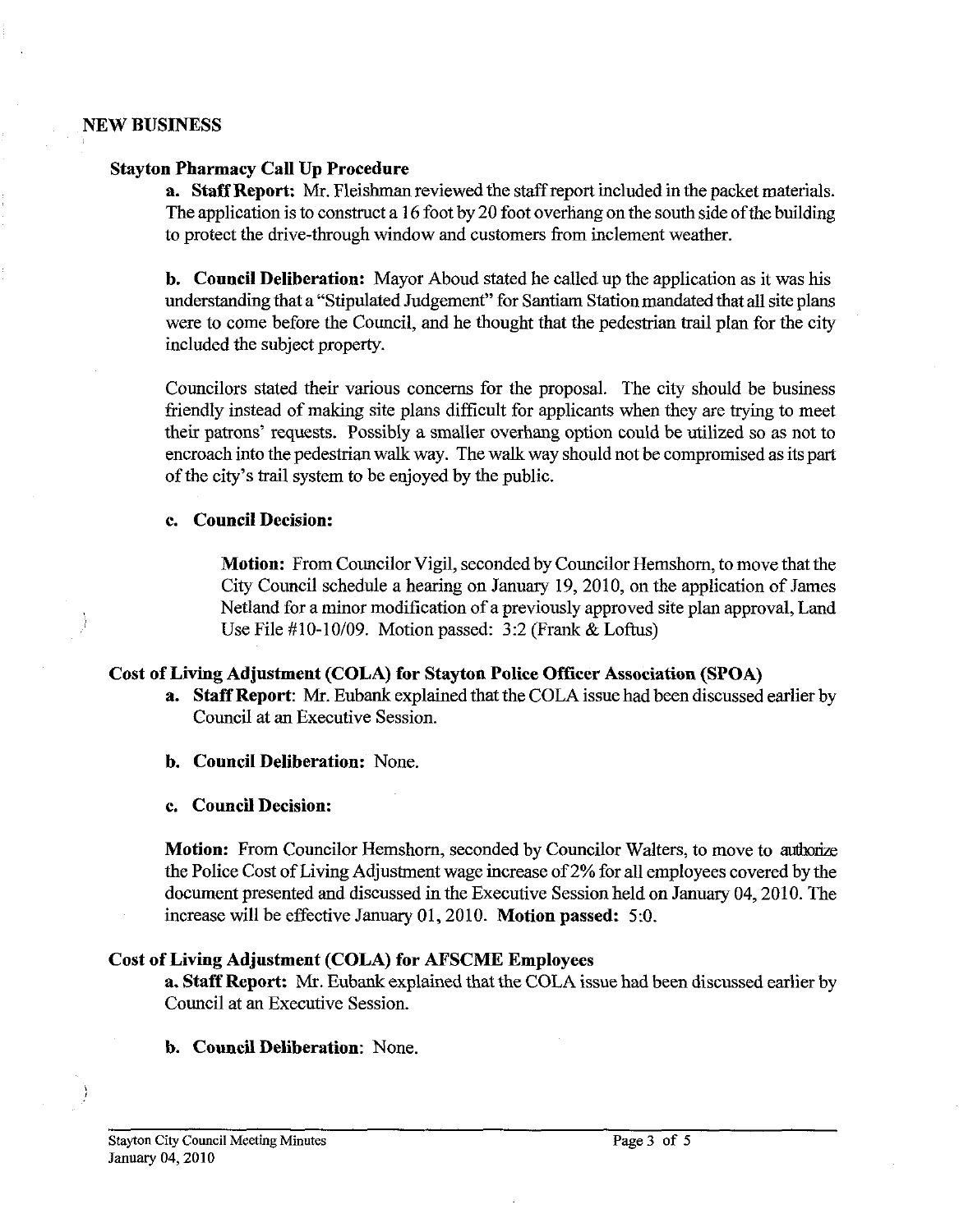## NEW BUSINESS

### Stayton Pharmacy Call Up Procedure

**a. Staff Report:** Mr. Fleishman reviewed the staff report included in the packet materials. The application is to construct a 16 foot by 20 foot overhang on the south side of the building to protect the drive-through window and customers from inclement weather.

**b. Council Deliberation:** Mayor Aboud stated he called up the application as it was his understanding that a "Stipulated Judgement" for Santiam Station mandated that all site plans were to come before the Council, and he thought that the pedestrian trail plan for the city included the subject property.

Councilors stated their various concerns for the proposal. The city should be business friendly instead of making site plans difficult for applicants when they are trying to meet their patrons' requests. Possibly a smaller overhang option could be utilized so as not to encroach into the pedestrian walk way. The walk way should not be compromised as its part of the city's trail system to be enjoyed by the public.

**c. Council Decision:**

> **Motion:** From Councilor Vigil, seconded by Councilor Hemshorn, to move that the City Council schedule a hearing on January 19, 2010, on the application of James Netland for a minor modification of a previously approved site plan approval, Land Use File #10-10/09. Motion passed: 3:2 (Frank & Loftus)

### Cost of Living Adjustment (COLA) for Stayton Police Officer Association (SPOA)

**a. Staff Report**: Mr. Eubank explained that the COLA issue had been discussed earlier by Council at an Executive Session.

**b. Council Deliberation:** None.

**c. Council Decision:**

**Motion:** From Councilor Hemshorn, seconded by Councilor Walters, to move to authorize the Police Cost of Living Adjustment wage increase of 2% for all employees covered by the document presented and discussed in the Executive Session held on January 04, 2010. The increase will be effective January 01, 2010. **Motion passed:** 5:0.

### Cost of Living Adjustment (COLA) for AFSCME Employees

**a. Staff Report:** Mr. Eubank explained that the COLA issue had been discussed earlier by Council at an Executive Session.

**b. Council Deliberation**: None.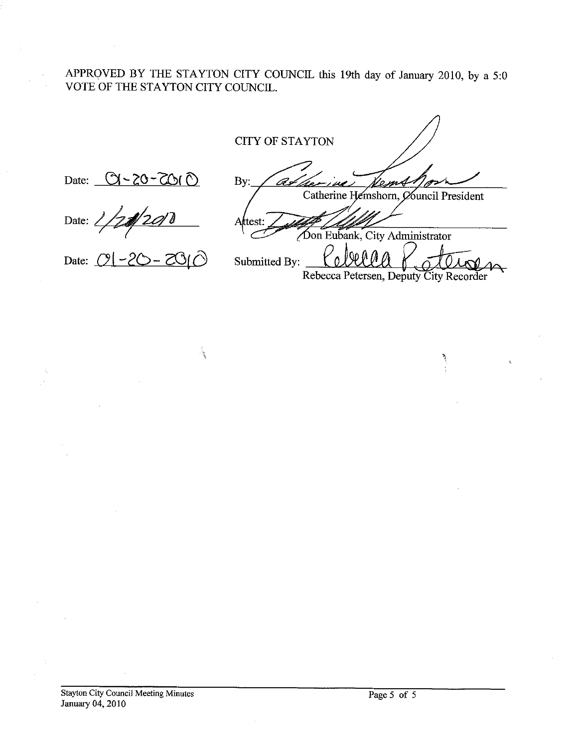APPROVED BY THE STAYTON CITY COUNCIL this 19th day of January 2010, by a 5:0 VOTE OF THE STAYTON CITY COUNCIL.

CITY OF STAYTON

Date: 01-20-2010 By: Catherine Hemshorn, Council President

Date: 1/21/2010 Attest: Don Eubank, City Administrator

Date: 01-20-2010 Submitted By: Rebecca Petersen, Deputy City Recorder

Stayton City Council Meeting Minutes
January 04, 2010